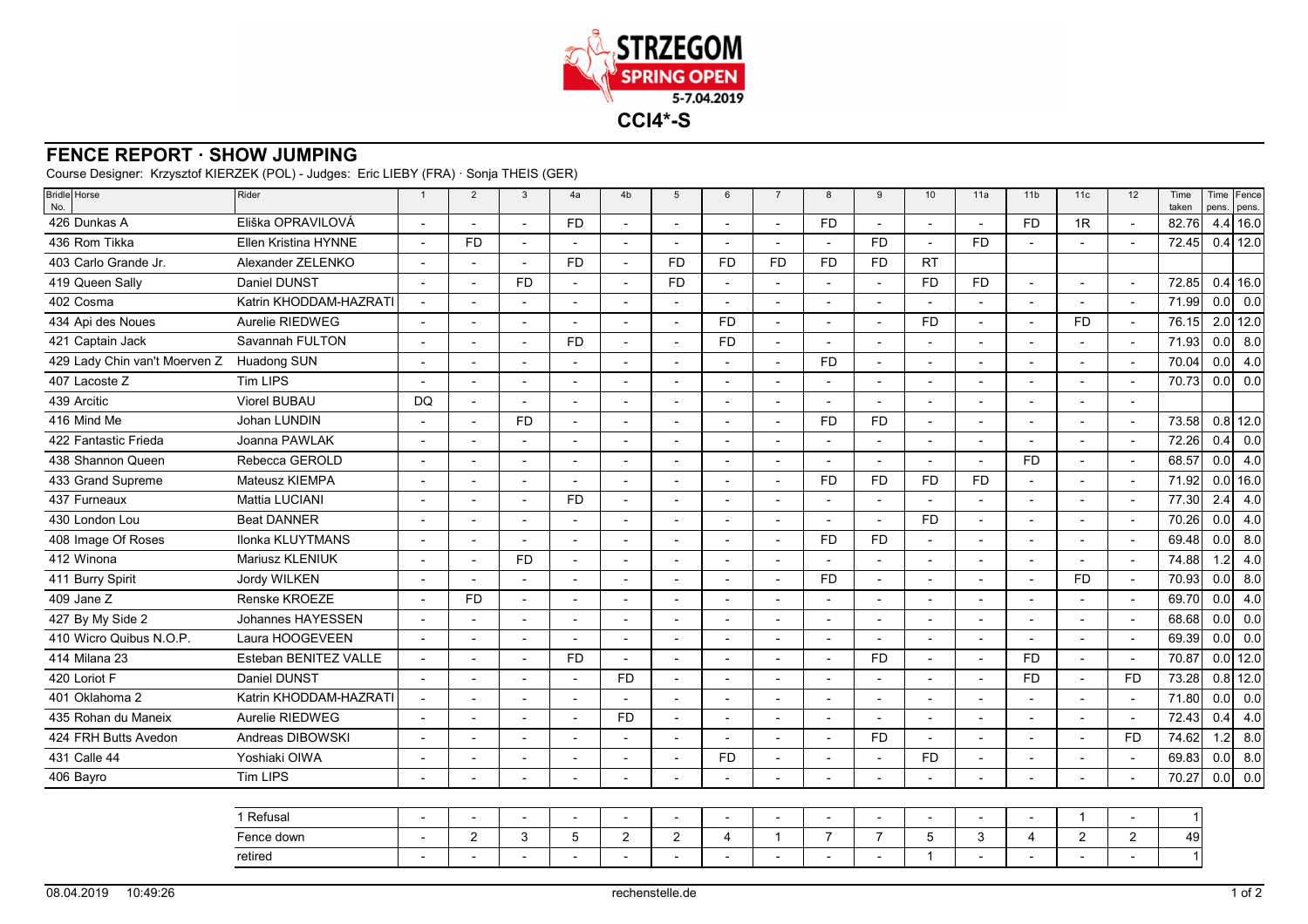# STRZEGOM SPRING OPEN

5-7.04.2019

**CCI4\*-S**

## FENCE REPORT · SHOW JUMPING

Course Designer: Krzysztof KIERZEK (POL) - Judges: Eric LIEBY (FRA) · Sonja THEIS (GER)

| Bridle No. | Horse | Rider | 1 | 2 | 3 | 4a | 4b | 5 | 6 | 7 | 8 | 9 | 10 | 11a | 11b | 11c | 12 | Time taken | Time pens. | Fence pens. |
|---|---|---|---|---|---|---|---|---|---|---|---|---|---|---|---|---|---|---|---|---|
| 426 | Dunkas A | Eliška OPRAVILOVÁ | - | - | - | FD | - | - | - | - | FD | - | - | - | FD | 1R | - | 82.76 | 4.4 | 16.0 |
| 436 | Rom Tikka | Ellen Kristina HYNNE | - | FD | - | - | - | - | - | - | - | FD | - | FD | - | - | - | 72.45 | 0.4 | 12.0 |
| 403 | Carlo Grande Jr. | Alexander ZELENKO | - | - | - | FD | - | FD | FD | FD | FD | FD | RT | | | | | | | |
| 419 | Queen Sally | Daniel DUNST | - | - | FD | - | - | FD | - | - | - | - | FD | FD | - | - | - | 72.85 | 0.4 | 16.0 |
| 402 | Cosma | Katrin KHODDAM-HAZRATI | - | - | - | - | - | - | - | - | - | - | - | - | - | - | - | 71.99 | 0.0 | 0.0 |
| 434 | Api des Noues | Aurelie RIEDWEG | - | - | - | - | - | - | FD | - | - | - | FD | - | - | FD | - | 76.15 | 2.0 | 12.0 |
| 421 | Captain Jack | Savannah FULTON | - | - | - | FD | - | - | FD | - | - | - | - | - | - | - | - | 71.93 | 0.0 | 8.0 |
| 429 | Lady Chin van't Moerven Z | Huadong SUN | - | - | - | - | - | - | - | - | FD | - | - | - | - | - | - | 70.04 | 0.0 | 4.0 |
| 407 | Lacoste Z | Tim LIPS | - | - | - | - | - | - | - | - | - | - | - | - | - | - | - | 70.73 | 0.0 | 0.0 |
| 439 | Arcitic | Viorel BUBAU | DQ | - | - | - | - | - | - | - | - | - | - | - | - | - | - | | | |
| 416 | Mind Me | Johan LUNDIN | - | - | FD | - | - | - | - | - | FD | FD | - | - | - | - | - | 73.58 | 0.8 | 12.0 |
| 422 | Fantastic Frieda | Joanna PAWLAK | - | - | - | - | - | - | - | - | - | - | - | - | - | - | - | 72.26 | 0.4 | 0.0 |
| 438 | Shannon Queen | Rebecca GEROLD | - | - | - | - | - | - | - | - | - | - | - | - | FD | - | - | 68.57 | 0.0 | 4.0 |
| 433 | Grand Supreme | Mateusz KIEMPA | - | - | - | - | - | - | - | - | FD | FD | FD | FD | - | - | - | 71.92 | 0.0 | 16.0 |
| 437 | Furneaux | Mattia LUCIANI | - | - | - | FD | - | - | - | - | - | - | - | - | - | - | - | 77.30 | 2.4 | 4.0 |
| 430 | London Lou | Beat DANNER | - | - | - | - | - | - | - | - | - | - | FD | - | - | - | - | 70.26 | 0.0 | 4.0 |
| 408 | Image Of Roses | Ilonka KLUYTMANS | - | - | - | - | - | - | - | - | FD | FD | - | - | - | - | - | 69.48 | 0.0 | 8.0 |
| 412 | Winona | Mariusz KLENIUK | - | - | FD | - | - | - | - | - | - | - | - | - | - | - | - | 74.88 | 1.2 | 4.0 |
| 411 | Burry Spirit | Jordy WILKEN | - | - | - | - | - | - | - | - | FD | - | - | - | - | FD | - | 70.93 | 0.0 | 8.0 |
| 409 | Jane Z | Renske KROEZE | - | FD | - | - | - | - | - | - | - | - | - | - | - | - | - | 69.70 | 0.0 | 4.0 |
| 427 | By My Side 2 | Johannes HAYESSEN | - | - | - | - | - | - | - | - | - | - | - | - | - | - | - | 68.68 | 0.0 | 0.0 |
| 410 | Wicro Quibus N.O.P. | Laura HOOGEVEEN | - | - | - | - | - | - | - | - | - | - | - | - | - | - | - | 69.39 | 0.0 | 0.0 |
| 414 | Milana 23 | Esteban BENITEZ VALLE | - | - | - | FD | - | - | - | - | - | FD | - | - | FD | - | - | 70.87 | 0.0 | 12.0 |
| 420 | Loriot F | Daniel DUNST | - | - | - | - | FD | - | - | - | - | - | - | - | FD | - | FD | 73.28 | 0.8 | 12.0 |
| 401 | Oklahoma 2 | Katrin KHODDAM-HAZRATI | - | - | - | - | - | - | - | - | - | - | - | - | - | - | - | 71.80 | 0.0 | 0.0 |
| 435 | Rohan du Maneix | Aurelie RIEDWEG | - | - | - | - | FD | - | - | - | - | - | - | - | - | - | - | 72.43 | 0.4 | 4.0 |
| 424 | FRH Butts Avedon | Andreas DIBOWSKI | - | - | - | - | - | - | - | - | - | FD | - | - | - | - | FD | 74.62 | 1.2 | 8.0 |
| 431 | Calle 44 | Yoshiaki OIWA | - | - | - | - | - | - | FD | - | - | - | FD | - | - | - | - | 69.83 | 0.0 | 8.0 |
| 406 | Bayro | Tim LIPS | - | - | - | - | - | - | - | - | - | - | - | - | - | - | - | 70.27 | 0.0 | 0.0 |

| | 1 | 2 | 3 | 4a | 4b | 5 | 6 | 7 | 8 | 9 | 10 | 11a | 11b | 11c | 12 | Total |
|---|---|---|---|---|---|---|---|---|---|---|---|---|---|---|---|---|
| 1 Refusal | - | - | - | - | - | - | - | - | - | - | - | - | - | 1 | - | 1 |
| Fence down | - | 2 | 3 | 5 | 2 | 2 | 4 | 1 | 7 | 7 | 5 | 3 | 4 | 2 | 2 | 49 |
| retired | - | - | - | - | - | - | - | - | - | - | 1 | - | - | - | - | 1 |

08.04.2019 10:49:26 rechenstelle.de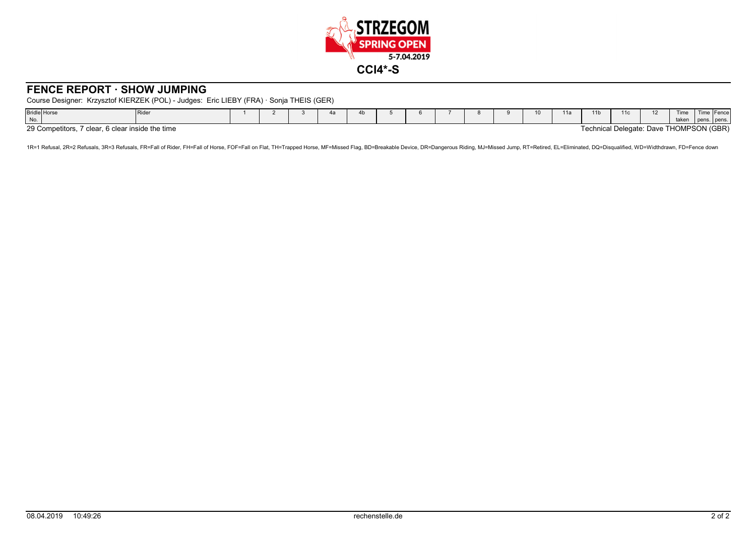STRZEGOM SPRING OPEN 5-7.04.2019

**CCI4*-S**

## FENCE REPORT · SHOW JUMPING

Course Designer: Krzysztof KIERZEK (POL) - Judges: Eric LIEBY (FRA) · Sonja THEIS (GER)

| Bridle No. | Horse | Rider | 1 | 2 | 3 | 4a | 4b | 5 | 6 | 7 | 8 | 9 | 10 | 11a | 11b | 11c | 12 | Time taken | Time pens. | Fence pens. |
|---|---|---|---|---|---|---|---|---|---|---|---|---|---|---|---|---|---|---|---|---|

29 Competitors, 7 clear, 6 clear inside the time

Technical Delegate: Dave THOMPSON (GBR)

1R=1 Refusal, 2R=2 Refusals, 3R=3 Refusals, FR=Fall of Rider, FH=Fall of Horse, FOF=Fall on Flat, TH=Trapped Horse, MF=Missed Flag, BD=Breakable Device, DR=Dangerous Riding, MJ=Missed Jump, RT=Retired, EL=Eliminated, DQ=Disqualified, WD=Widthdrawn, FD=Fence down

08.04.2019 10:49:26 rechenstelle.de